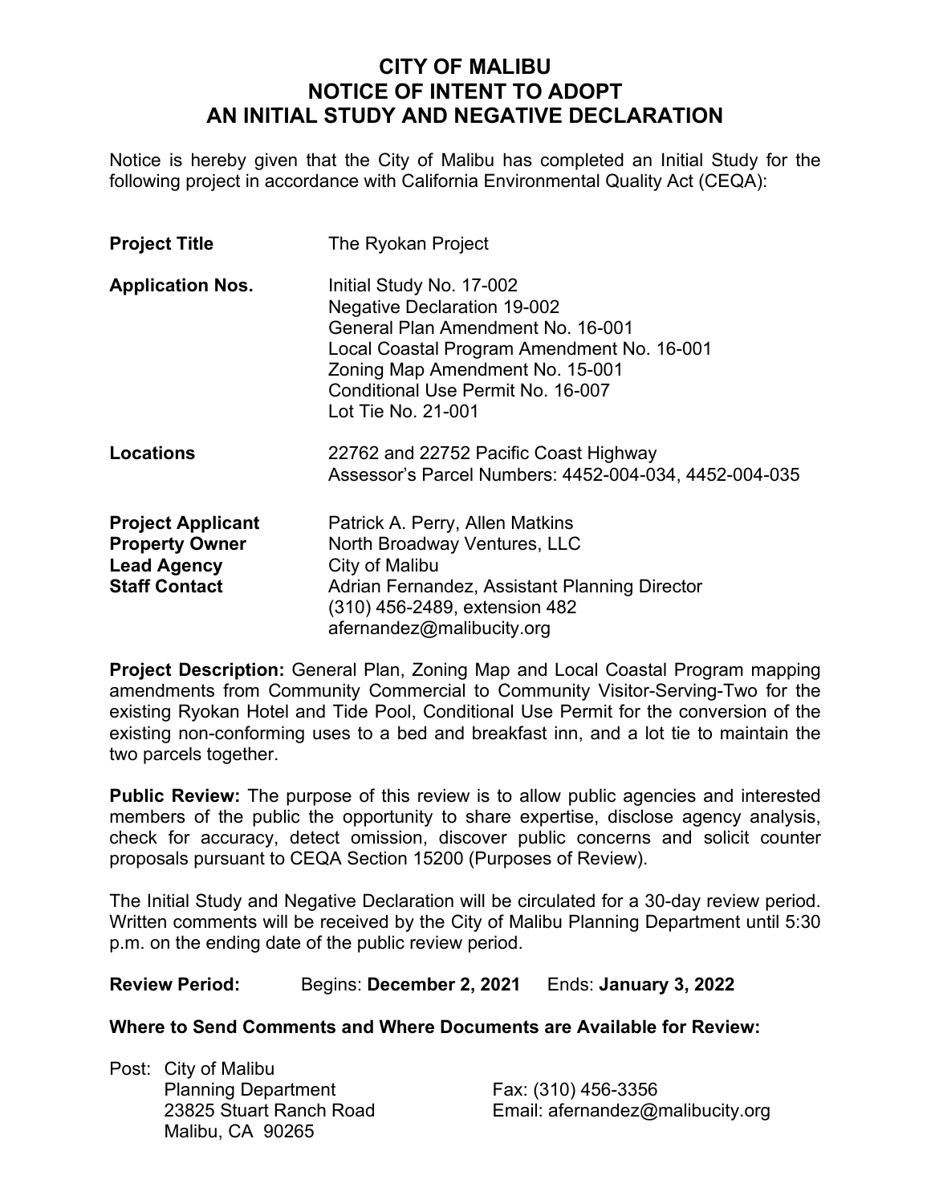# CITY OF MALIBU
# NOTICE OF INTENT TO ADOPT
# AN INITIAL STUDY AND NEGATIVE DECLARATION

Notice is hereby given that the City of Malibu has completed an Initial Study for the following project in accordance with California Environmental Quality Act (CEQA):

**Project Title** The Ryokan Project

**Application Nos.** Initial Study No. 17-002
Negative Declaration 19-002
General Plan Amendment No. 16-001
Local Coastal Program Amendment No. 16-001
Zoning Map Amendment No. 15-001
Conditional Use Permit No. 16-007
Lot Tie No. 21-001

**Locations** 22762 and 22752 Pacific Coast Highway
Assessor's Parcel Numbers: 4452-004-034, 4452-004-035

**Project Applicant** Patrick A. Perry, Allen Matkins
**Property Owner** North Broadway Ventures, LLC
**Lead Agency** City of Malibu
**Staff Contact** Adrian Fernandez, Assistant Planning Director
(310) 456-2489, extension 482
afernandez@malibucity.org

**Project Description:** General Plan, Zoning Map and Local Coastal Program mapping amendments from Community Commercial to Community Visitor-Serving-Two for the existing Ryokan Hotel and Tide Pool, Conditional Use Permit for the conversion of the existing non-conforming uses to a bed and breakfast inn, and a lot tie to maintain the two parcels together.

**Public Review:** The purpose of this review is to allow public agencies and interested members of the public the opportunity to share expertise, disclose agency analysis, check for accuracy, detect omission, discover public concerns and solicit counter proposals pursuant to CEQA Section 15200 (Purposes of Review).

The Initial Study and Negative Declaration will be circulated for a 30-day review period. Written comments will be received by the City of Malibu Planning Department until 5:30 p.m. on the ending date of the public review period.

**Review Period:** Begins: **December 2, 2021** Ends: **January 3, 2022**

**Where to Send Comments and Where Documents are Available for Review:**

Post: City of Malibu
Planning Department
23825 Stuart Ranch Road
Malibu, CA 90265

Fax: (310) 456-3356
Email: afernandez@malibucity.org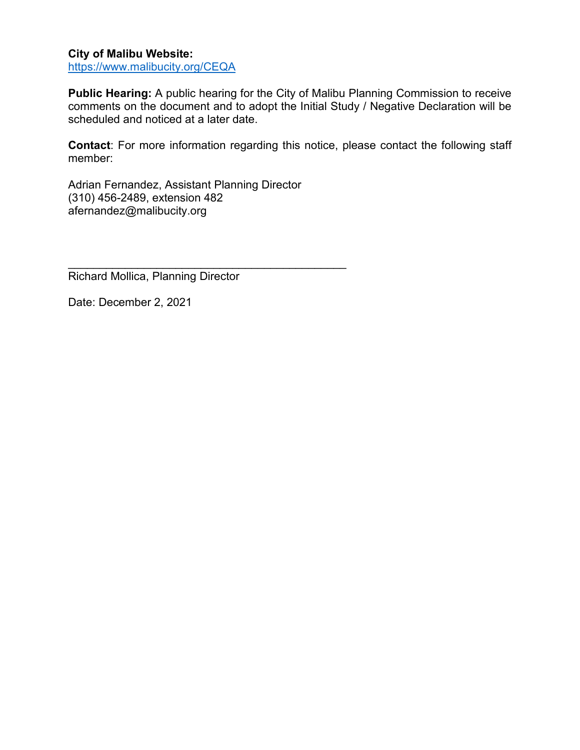**City of Malibu Website:**
https://www.malibucity.org/CEQA

**Public Hearing:** A public hearing for the City of Malibu Planning Commission to receive comments on the document and to adopt the Initial Study / Negative Declaration will be scheduled and noticed at a later date.

**Contact**: For more information regarding this notice, please contact the following staff member:

Adrian Fernandez, Assistant Planning Director
(310) 456-2489, extension 482
afernandez@malibucity.org

\_\_\_\_\_\_\_\_\_\_\_\_\_\_\_\_\_\_\_\_\_\_\_\_\_\_\_\_\_\_\_\_\_\_\_\_\_\_\_\_\_\_\_\_
Richard Mollica, Planning Director

Date: December 2, 2021